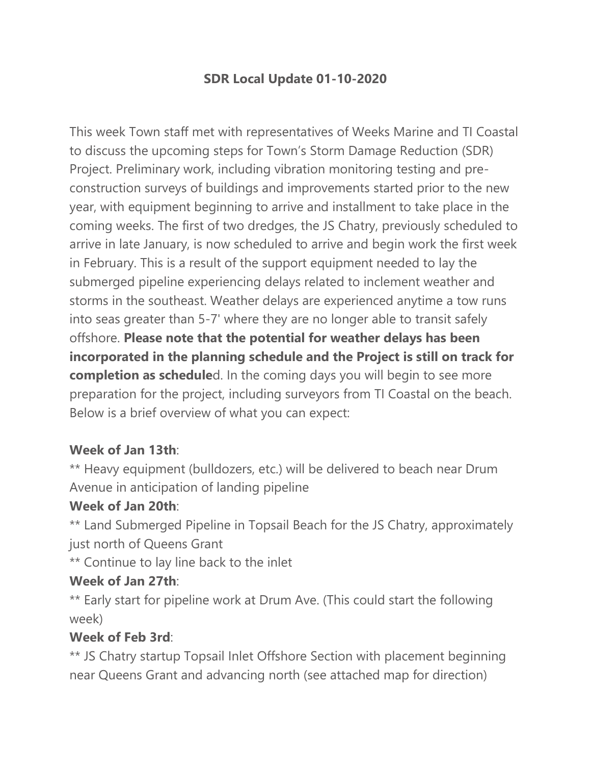# SDR Local Update 01-10-2020

This week Town staff met with representatives of Weeks Marine and TI Coastal to discuss the upcoming steps for Town's Storm Damage Reduction (SDR) Project. Preliminary work, including vibration monitoring testing and pre-construction surveys of buildings and improvements started prior to the new year, with equipment beginning to arrive and installment to take place in the coming weeks. The first of two dredges, the JS Chatry, previously scheduled to arrive in late January, is now scheduled to arrive and begin work the first week in February. This is a result of the support equipment needed to lay the submerged pipeline experiencing delays related to inclement weather and storms in the southeast. Weather delays are experienced anytime a tow runs into seas greater than 5-7' where they are no longer able to transit safely offshore. **Please note that the potential for weather delays has been incorporated in the planning schedule and the Project is still on track for completion as schedule**d. In the coming days you will begin to see more preparation for the project, including surveyors from TI Coastal on the beach. Below is a brief overview of what you can expect:

**Week of Jan 13th**:

** Heavy equipment (bulldozers, etc.) will be delivered to beach near Drum Avenue in anticipation of landing pipeline

**Week of Jan 20th**:

** Land Submerged Pipeline in Topsail Beach for the JS Chatry, approximately just north of Queens Grant

** Continue to lay line back to the inlet

**Week of Jan 27th**:

** Early start for pipeline work at Drum Ave. (This could start the following week)

**Week of Feb 3rd**:

** JS Chatry startup Topsail Inlet Offshore Section with placement beginning near Queens Grant and advancing north (see attached map for direction)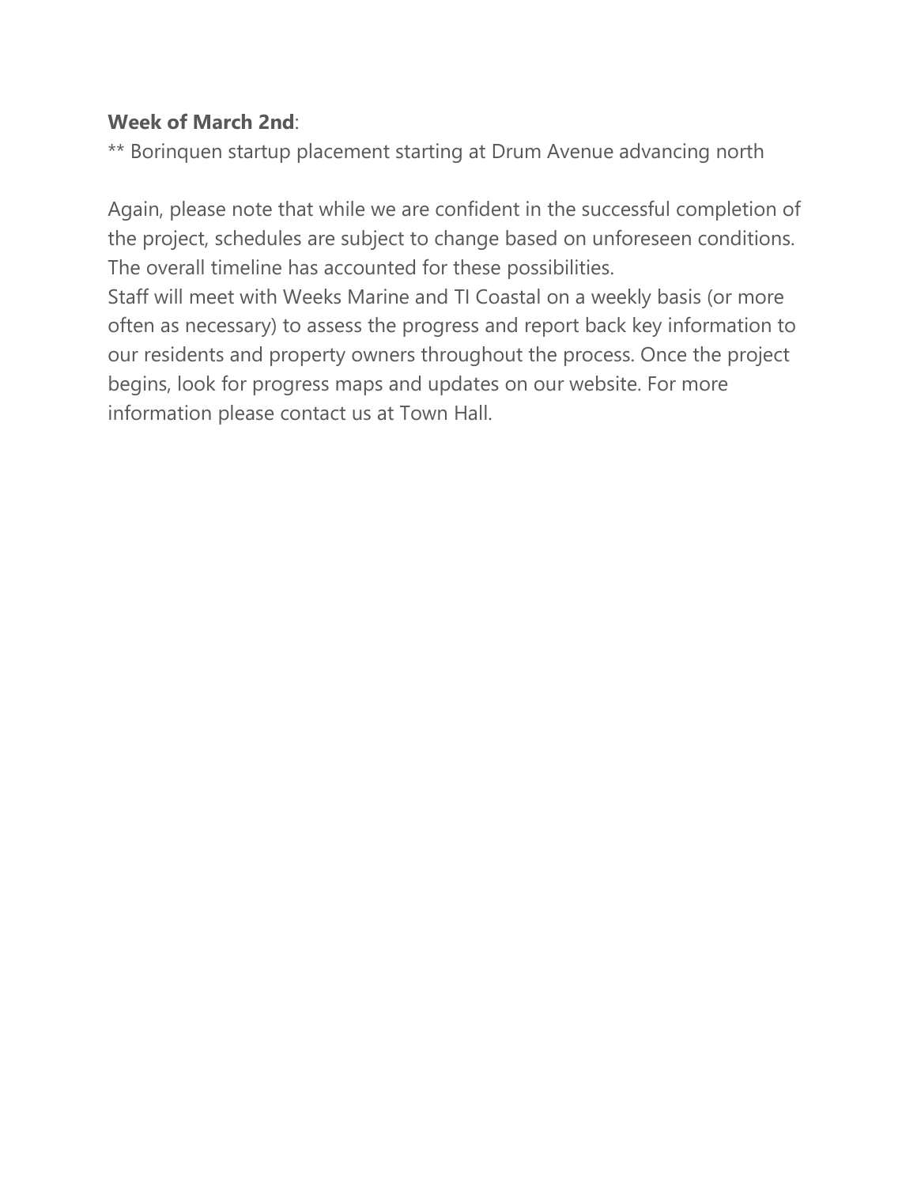**Week of March 2nd**:

** Borinquen startup placement starting at Drum Avenue advancing north

Again, please note that while we are confident in the successful completion of the project, schedules are subject to change based on unforeseen conditions. The overall timeline has accounted for these possibilities.

Staff will meet with Weeks Marine and TI Coastal on a weekly basis (or more often as necessary) to assess the progress and report back key information to our residents and property owners throughout the process. Once the project begins, look for progress maps and updates on our website. For more information please contact us at Town Hall.